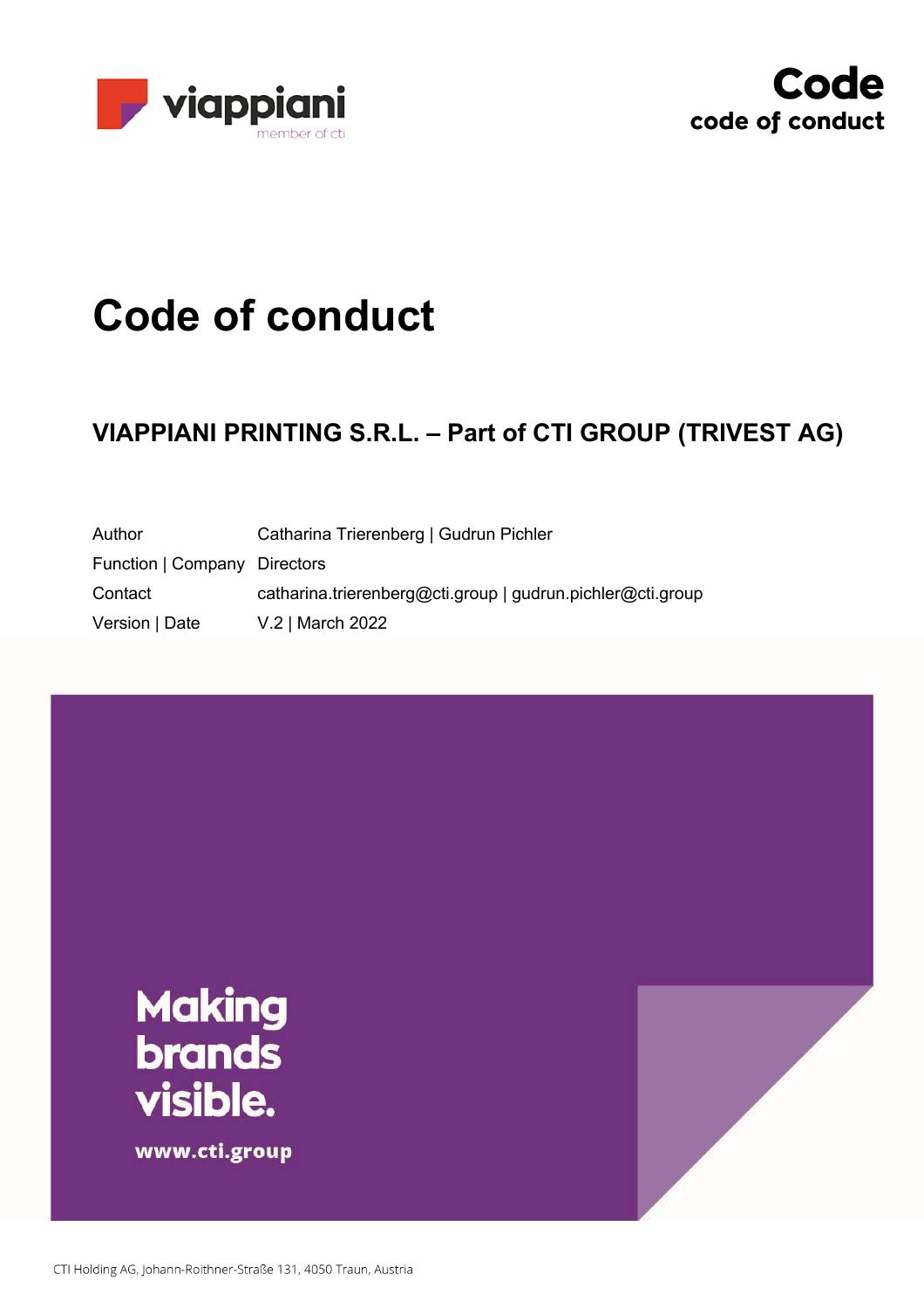viappiani
member of cti

**Code**
**code of conduct**

# Code of conduct

## VIAPPIANI PRINTING S.R.L. – Part of CTI GROUP (TRIVEST AG)

| | |
|---|---|
| Author | Catharina Trierenberg \| Gudrun Pichler |
| Function \| Company | Directors |
| Contact | catharina.trierenberg@cti.group \| gudrun.pichler@cti.group |
| Version \| Date | V.2 \| March 2022 |

**Making brands visible.**

**www.cti.group**

CTI Holding AG, Johann-Roithner-Straße 131, 4050 Traun, Austria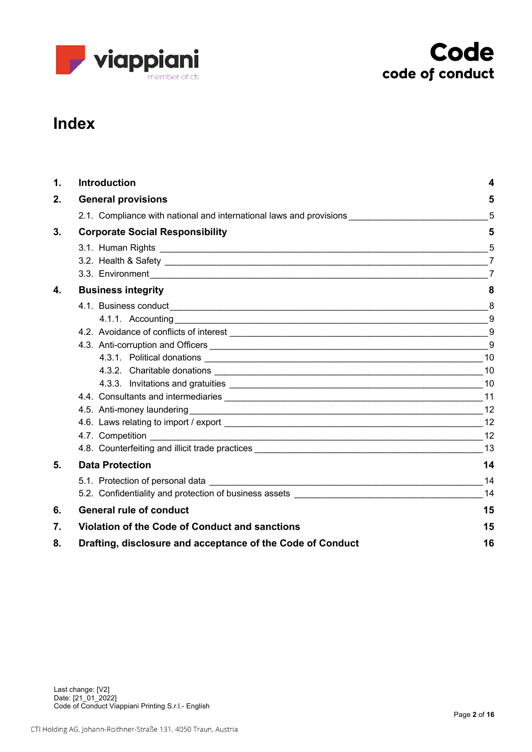# Index

| | | |
|---|---|---|
| **1.** | **Introduction** | **4** |
| **2.** | **General provisions** | **5** |
| | 2.1. Compliance with national and international laws and provisions | 5 |
| **3.** | **Corporate Social Responsibility** | **5** |
| | 3.1. Human Rights | 5 |
| | 3.2. Health & Safety | 7 |
| | 3.3. Environment | 7 |
| **4.** | **Business integrity** | **8** |
| | 4.1. Business conduct | 8 |
| | 4.1.1. Accounting | 9 |
| | 4.2. Avoidance of conflicts of interest | 9 |
| | 4.3. Anti-corruption and Officers | 9 |
| | 4.3.1. Political donations | 10 |
| | 4.3.2. Charitable donations | 10 |
| | 4.3.3. Invitations and gratuities | 10 |
| | 4.4. Consultants and intermediaries | 11 |
| | 4.5. Anti-money laundering | 12 |
| | 4.6. Laws relating to import / export | 12 |
| | 4.7. Competition | 12 |
| | 4.8. Counterfeiting and illicit trade practices | 13 |
| **5.** | **Data Protection** | **14** |
| | 5.1. Protection of personal data | 14 |
| | 5.2. Confidentiality and protection of business assets | 14 |
| **6.** | **General rule of conduct** | **15** |
| **7.** | **Violation of the Code of Conduct and sanctions** | **15** |
| **8.** | **Drafting, disclosure and acceptance of the Code of Conduct** | **16** |

Last change: [V2]
Date: [21_01_2022]
Code of Conduct Viappiani Printing S.r.l.- English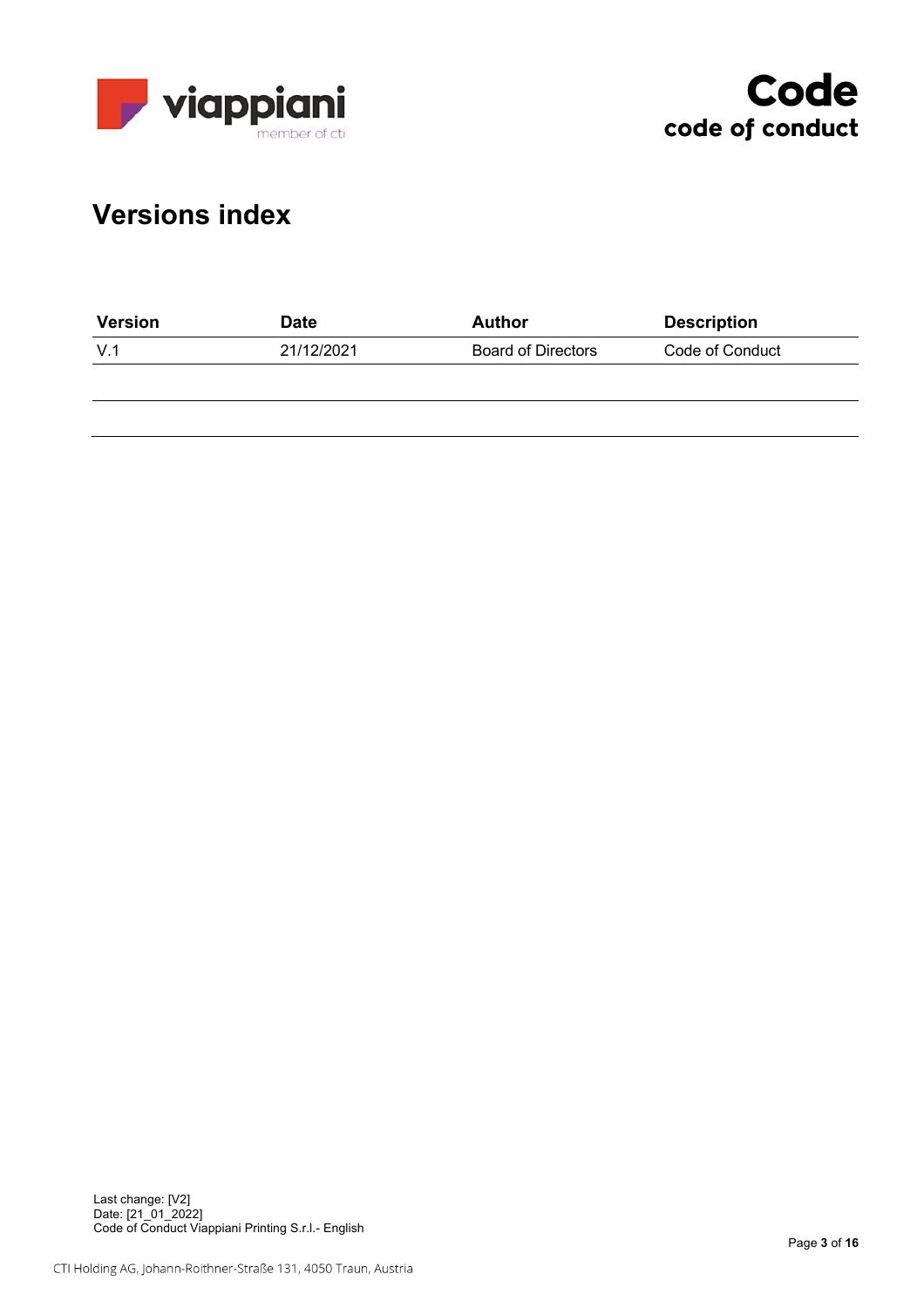# Versions index

| Version | Date | Author | Description |
|---|---|---|---|
| V.1 | 21/12/2021 | Board of Directors | Code of Conduct |
| | | | |
| | | | |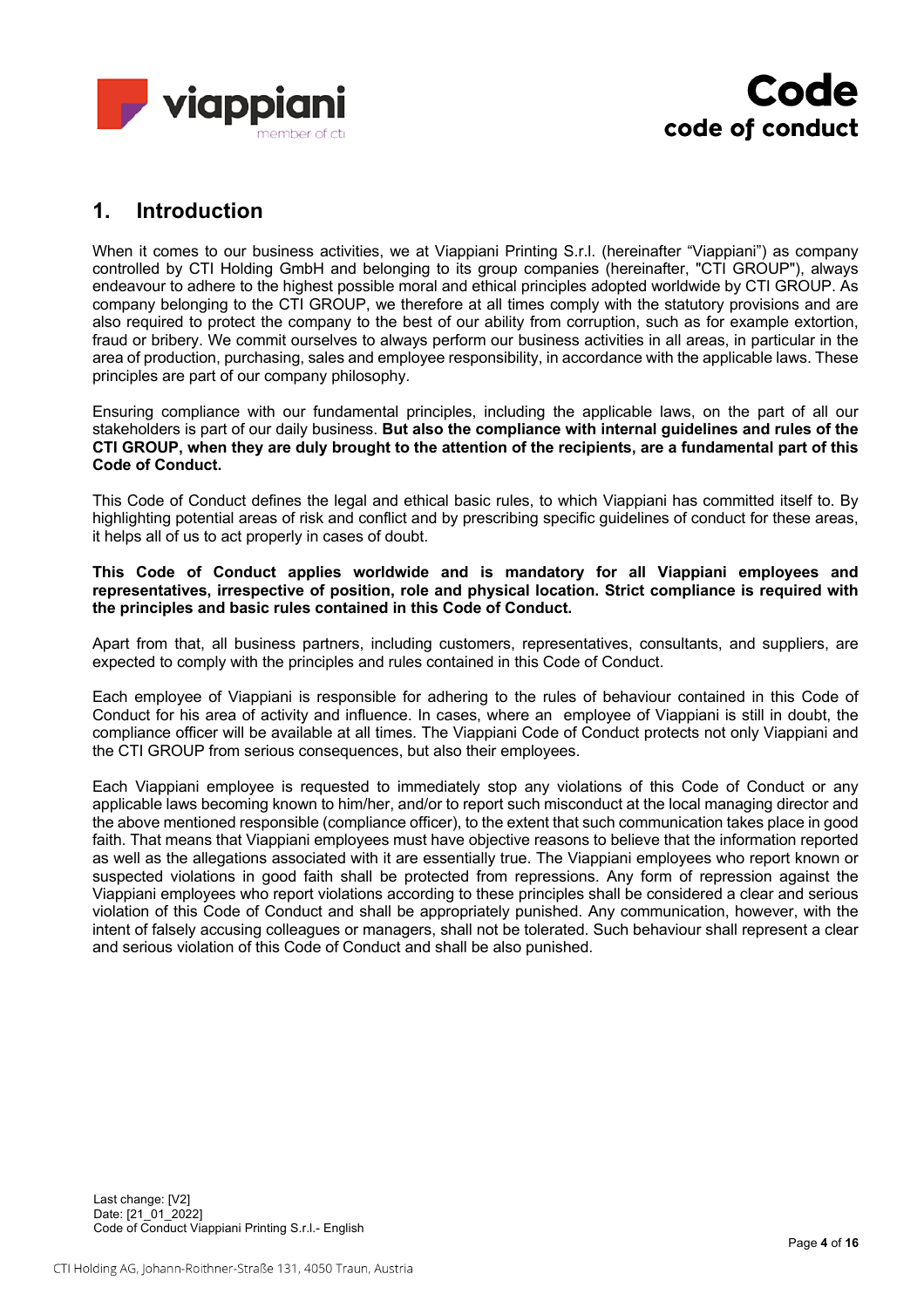## 1. Introduction

When it comes to our business activities, we at Viappiani Printing S.r.l. (hereinafter “Viappiani”) as company controlled by CTI Holding GmbH and belonging to its group companies (hereinafter, "CTI GROUP"), always endeavour to adhere to the highest possible moral and ethical principles adopted worldwide by CTI GROUP. As company belonging to the CTI GROUP, we therefore at all times comply with the statutory provisions and are also required to protect the company to the best of our ability from corruption, such as for example extortion, fraud or bribery. We commit ourselves to always perform our business activities in all areas, in particular in the area of production, purchasing, sales and employee responsibility, in accordance with the applicable laws. These principles are part of our company philosophy.

Ensuring compliance with our fundamental principles, including the applicable laws, on the part of all our stakeholders is part of our daily business. **But also the compliance with internal guidelines and rules of the CTI GROUP, when they are duly brought to the attention of the recipients, are a fundamental part of this Code of Conduct.**

This Code of Conduct defines the legal and ethical basic rules, to which Viappiani has committed itself to. By highlighting potential areas of risk and conflict and by prescribing specific guidelines of conduct for these areas, it helps all of us to act properly in cases of doubt.

**This Code of Conduct applies worldwide and is mandatory for all Viappiani employees and representatives, irrespective of position, role and physical location. Strict compliance is required with the principles and basic rules contained in this Code of Conduct.**

Apart from that, all business partners, including customers, representatives, consultants, and suppliers, are expected to comply with the principles and rules contained in this Code of Conduct.

Each employee of Viappiani is responsible for adhering to the rules of behaviour contained in this Code of Conduct for his area of activity and influence. In cases, where an employee of Viappiani is still in doubt, the compliance officer will be available at all times. The Viappiani Code of Conduct protects not only Viappiani and the CTI GROUP from serious consequences, but also their employees.

Each Viappiani employee is requested to immediately stop any violations of this Code of Conduct or any applicable laws becoming known to him/her, and/or to report such misconduct at the local managing director and the above mentioned responsible (compliance officer), to the extent that such communication takes place in good faith. That means that Viappiani employees must have objective reasons to believe that the information reported as well as the allegations associated with it are essentially true. The Viappiani employees who report known or suspected violations in good faith shall be protected from repressions. Any form of repression against the Viappiani employees who report violations according to these principles shall be considered a clear and serious violation of this Code of Conduct and shall be appropriately punished. Any communication, however, with the intent of falsely accusing colleagues or managers, shall not be tolerated. Such behaviour shall represent a clear and serious violation of this Code of Conduct and shall be also punished.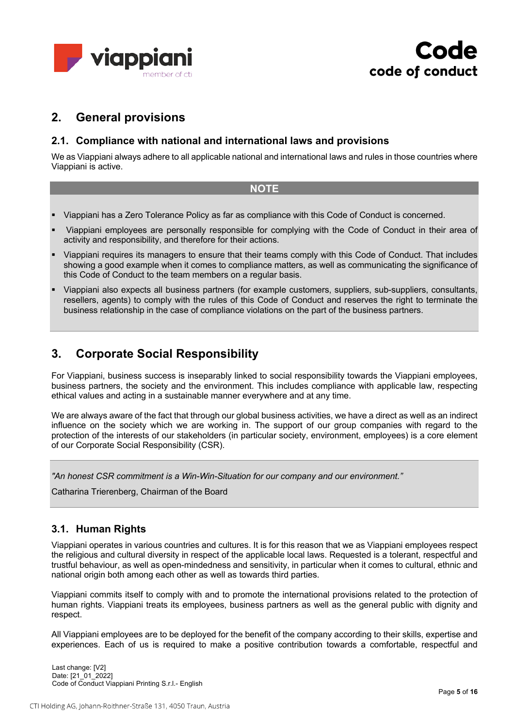## 2. General provisions

### 2.1. Compliance with national and international laws and provisions

We as Viappiani always adhere to all applicable national and international laws and rules in those countries where Viappiani is active.

**NOTE**

- Viappiani has a Zero Tolerance Policy as far as compliance with this Code of Conduct is concerned.
- Viappiani employees are personally responsible for complying with the Code of Conduct in their area of activity and responsibility, and therefore for their actions.
- Viappiani requires its managers to ensure that their teams comply with this Code of Conduct. That includes showing a good example when it comes to compliance matters, as well as communicating the significance of this Code of Conduct to the team members on a regular basis.
- Viappiani also expects all business partners (for example customers, suppliers, sub-suppliers, consultants, resellers, agents) to comply with the rules of this Code of Conduct and reserves the right to terminate the business relationship in the case of compliance violations on the part of the business partners.

## 3. Corporate Social Responsibility

For Viappiani, business success is inseparably linked to social responsibility towards the Viappiani employees, business partners, the society and the environment. This includes compliance with applicable law, respecting ethical values and acting in a sustainable manner everywhere and at any time.

We are always aware of the fact that through our global business activities, we have a direct as well as an indirect influence on the society which we are working in. The support of our group companies with regard to the protection of the interests of our stakeholders (in particular society, environment, employees) is a core element of our Corporate Social Responsibility (CSR).

*"An honest CSR commitment is a Win-Win-Situation for our company and our environment."*

Catharina Trierenberg, Chairman of the Board

### 3.1. Human Rights

Viappiani operates in various countries and cultures. It is for this reason that we as Viappiani employees respect the religious and cultural diversity in respect of the applicable local laws. Requested is a tolerant, respectful and trustful behaviour, as well as open-mindedness and sensitivity, in particular when it comes to cultural, ethnic and national origin both among each other as well as towards third parties.

Viappiani commits itself to comply with and to promote the international provisions related to the protection of human rights. Viappiani treats its employees, business partners as well as the general public with dignity and respect.

All Viappiani employees are to be deployed for the benefit of the company according to their skills, expertise and experiences. Each of us is required to make a positive contribution towards a comfortable, respectful and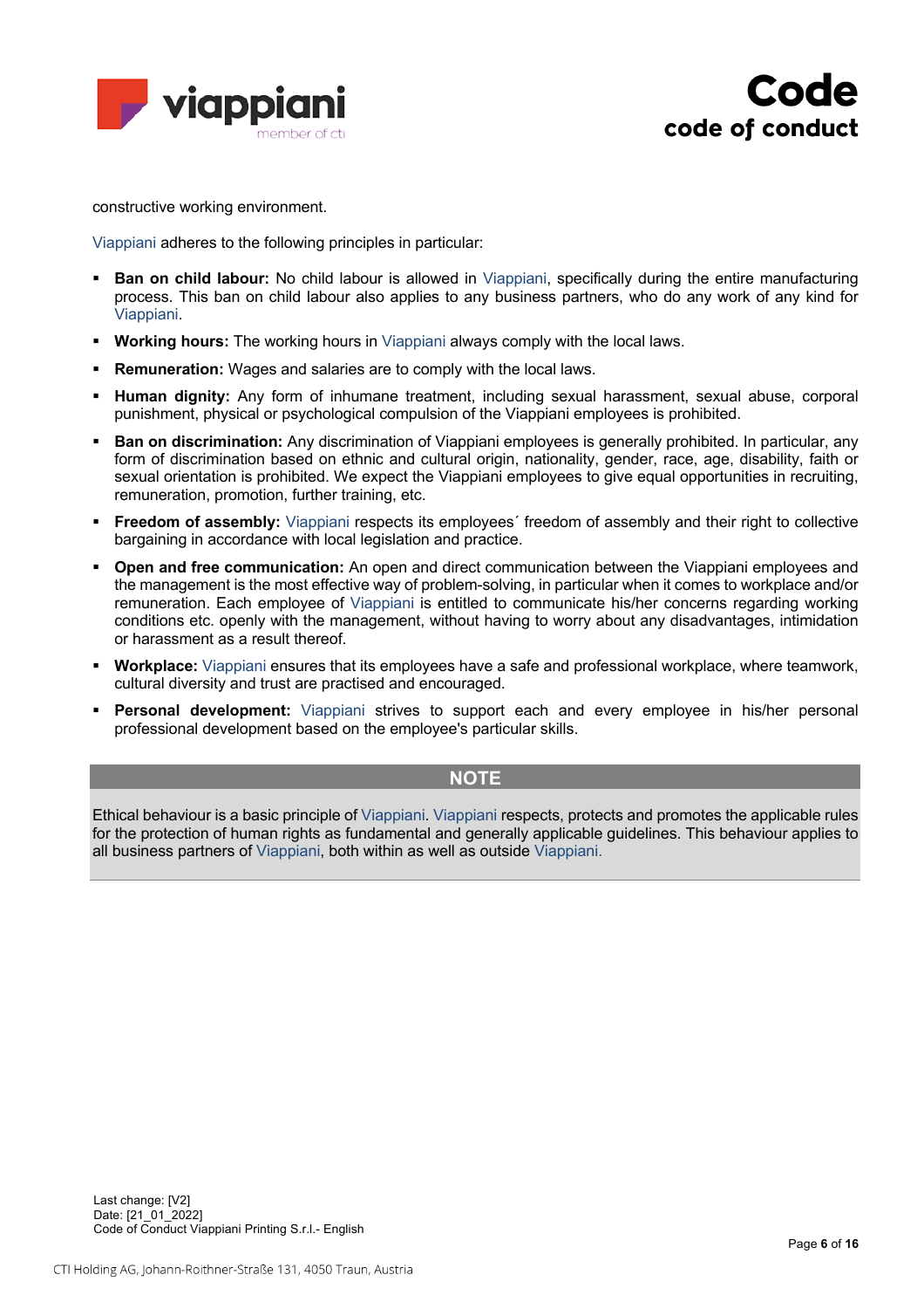constructive working environment.

Viappiani adheres to the following principles in particular:

- **Ban on child labour:** No child labour is allowed in Viappiani, specifically during the entire manufacturing process. This ban on child labour also applies to any business partners, who do any work of any kind for Viappiani.
- **Working hours:** The working hours in Viappiani always comply with the local laws.
- **Remuneration:** Wages and salaries are to comply with the local laws.
- **Human dignity:** Any form of inhumane treatment, including sexual harassment, sexual abuse, corporal punishment, physical or psychological compulsion of the Viappiani employees is prohibited.
- **Ban on discrimination:** Any discrimination of Viappiani employees is generally prohibited. In particular, any form of discrimination based on ethnic and cultural origin, nationality, gender, race, age, disability, faith or sexual orientation is prohibited. We expect the Viappiani employees to give equal opportunities in recruiting, remuneration, promotion, further training, etc.
- **Freedom of assembly:** Viappiani respects its employees´ freedom of assembly and their right to collective bargaining in accordance with local legislation and practice.
- **Open and free communication:** An open and direct communication between the Viappiani employees and the management is the most effective way of problem-solving, in particular when it comes to workplace and/or remuneration. Each employee of Viappiani is entitled to communicate his/her concerns regarding working conditions etc. openly with the management, without having to worry about any disadvantages, intimidation or harassment as a result thereof.
- **Workplace:** Viappiani ensures that its employees have a safe and professional workplace, where teamwork, cultural diversity and trust are practised and encouraged.
- **Personal development:** Viappiani strives to support each and every employee in his/her personal professional development based on the employee's particular skills.

**NOTE**

Ethical behaviour is a basic principle of Viappiani. Viappiani respects, protects and promotes the applicable rules for the protection of human rights as fundamental and generally applicable guidelines. This behaviour applies to all business partners of Viappiani, both within as well as outside Viappiani.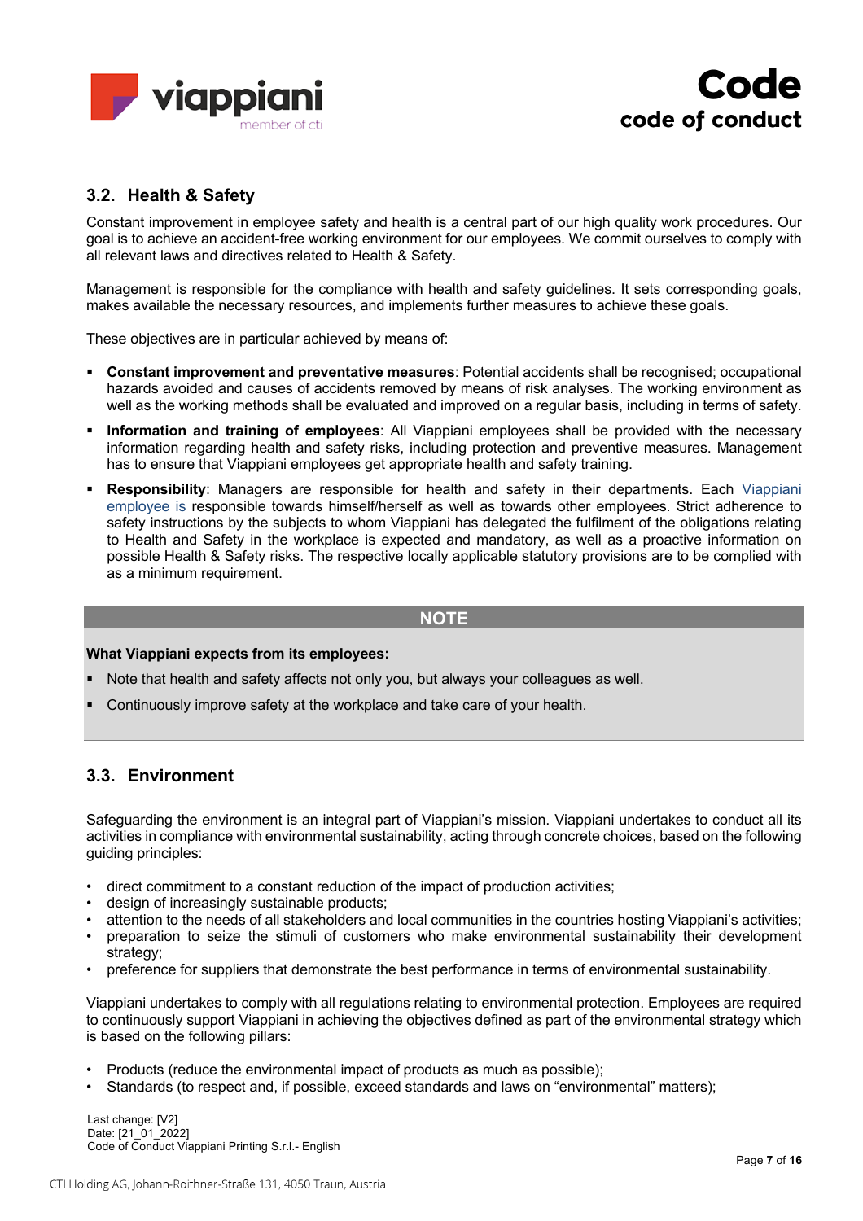## 3.2. Health & Safety

Constant improvement in employee safety and health is a central part of our high quality work procedures. Our goal is to achieve an accident-free working environment for our employees. We commit ourselves to comply with all relevant laws and directives related to Health & Safety.

Management is responsible for the compliance with health and safety guidelines. It sets corresponding goals, makes available the necessary resources, and implements further measures to achieve these goals.

These objectives are in particular achieved by means of:

- **Constant improvement and preventative measures**: Potential accidents shall be recognised; occupational hazards avoided and causes of accidents removed by means of risk analyses. The working environment as well as the working methods shall be evaluated and improved on a regular basis, including in terms of safety.
- **Information and training of employees**: All Viappiani employees shall be provided with the necessary information regarding health and safety risks, including protection and preventive measures. Management has to ensure that Viappiani employees get appropriate health and safety training.
- **Responsibility**: Managers are responsible for health and safety in their departments. Each Viappiani employee is responsible towards himself/herself as well as towards other employees. Strict adherence to safety instructions by the subjects to whom Viappiani has delegated the fulfilment of the obligations relating to Health and Safety in the workplace is expected and mandatory, as well as a proactive information on possible Health & Safety risks. The respective locally applicable statutory provisions are to be complied with as a minimum requirement.

> **NOTE**
>
> **What Viappiani expects from its employees:**
>
> - Note that health and safety affects not only you, but always your colleagues as well.
> - Continuously improve safety at the workplace and take care of your health.

## 3.3. Environment

Safeguarding the environment is an integral part of Viappiani's mission. Viappiani undertakes to conduct all its activities in compliance with environmental sustainability, acting through concrete choices, based on the following guiding principles:

- direct commitment to a constant reduction of the impact of production activities;
- design of increasingly sustainable products;
- attention to the needs of all stakeholders and local communities in the countries hosting Viappiani's activities;
- preparation to seize the stimuli of customers who make environmental sustainability their development strategy;
- preference for suppliers that demonstrate the best performance in terms of environmental sustainability.

Viappiani undertakes to comply with all regulations relating to environmental protection. Employees are required to continuously support Viappiani in achieving the objectives defined as part of the environmental strategy which is based on the following pillars:

- Products (reduce the environmental impact of products as much as possible);
- Standards (to respect and, if possible, exceed standards and laws on "environmental" matters);

Last change: [V2]
Date: [21_01_2022]
Code of Conduct Viappiani Printing S.r.l.- English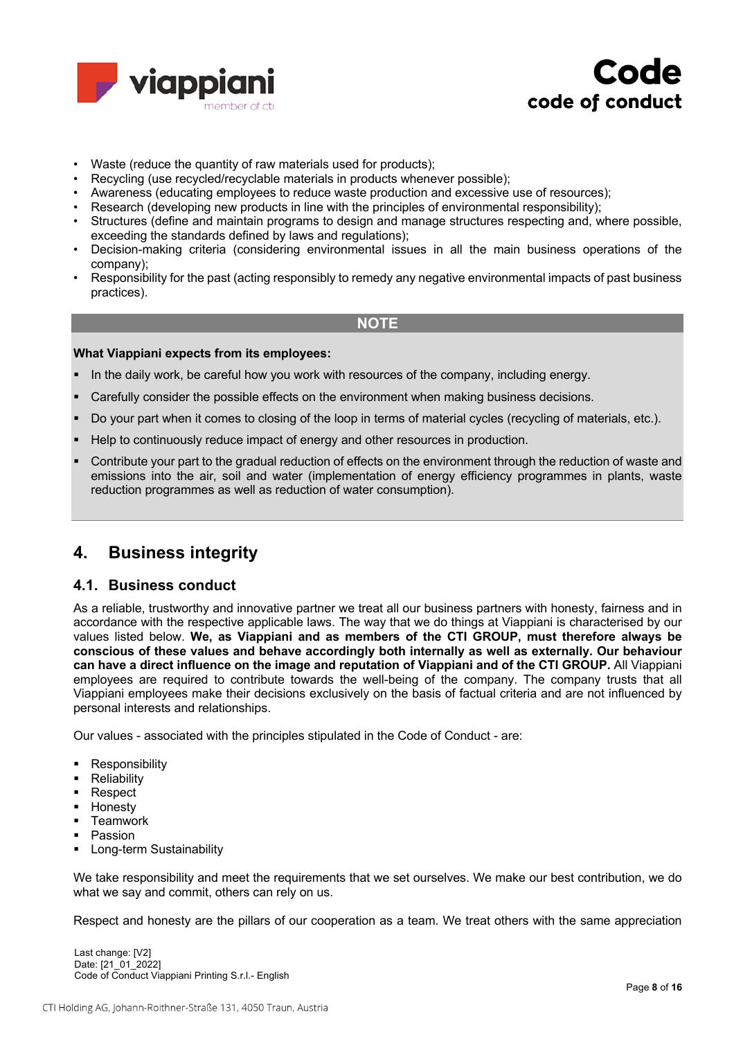- Waste (reduce the quantity of raw materials used for products);
- Recycling (use recycled/recyclable materials in products whenever possible);
- Awareness (educating employees to reduce waste production and excessive use of resources);
- Research (developing new products in line with the principles of environmental responsibility);
- Structures (define and maintain programs to design and manage structures respecting and, where possible, exceeding the standards defined by laws and regulations);
- Decision-making criteria (considering environmental issues in all the main business operations of the company);
- Responsibility for the past (acting responsibly to remedy any negative environmental impacts of past business practices).

**NOTE**

**What Viappiani expects from its employees:**

- In the daily work, be careful how you work with resources of the company, including energy.
- Carefully consider the possible effects on the environment when making business decisions.
- Do your part when it comes to closing of the loop in terms of material cycles (recycling of materials, etc.).
- Help to continuously reduce impact of energy and other resources in production.
- Contribute your part to the gradual reduction of effects on the environment through the reduction of waste and emissions into the air, soil and water (implementation of energy efficiency programmes in plants, waste reduction programmes as well as reduction of water consumption).

# 4. Business integrity

## 4.1. Business conduct

As a reliable, trustworthy and innovative partner we treat all our business partners with honesty, fairness and in accordance with the respective applicable laws. The way that we do things at Viappiani is characterised by our values listed below. **We, as Viappiani and as members of the CTI GROUP, must therefore always be conscious of these values and behave accordingly both internally as well as externally. Our behaviour can have a direct influence on the image and reputation of Viappiani and of the CTI GROUP.** All Viappiani employees are required to contribute towards the well-being of the company. The company trusts that all Viappiani employees make their decisions exclusively on the basis of factual criteria and are not influenced by personal interests and relationships.

Our values - associated with the principles stipulated in the Code of Conduct - are:

- Responsibility
- Reliability
- Respect
- Honesty
- Teamwork
- Passion
- Long-term Sustainability

We take responsibility and meet the requirements that we set ourselves. We make our best contribution, we do what we say and commit, others can rely on us.

Respect and honesty are the pillars of our cooperation as a team. We treat others with the same appreciation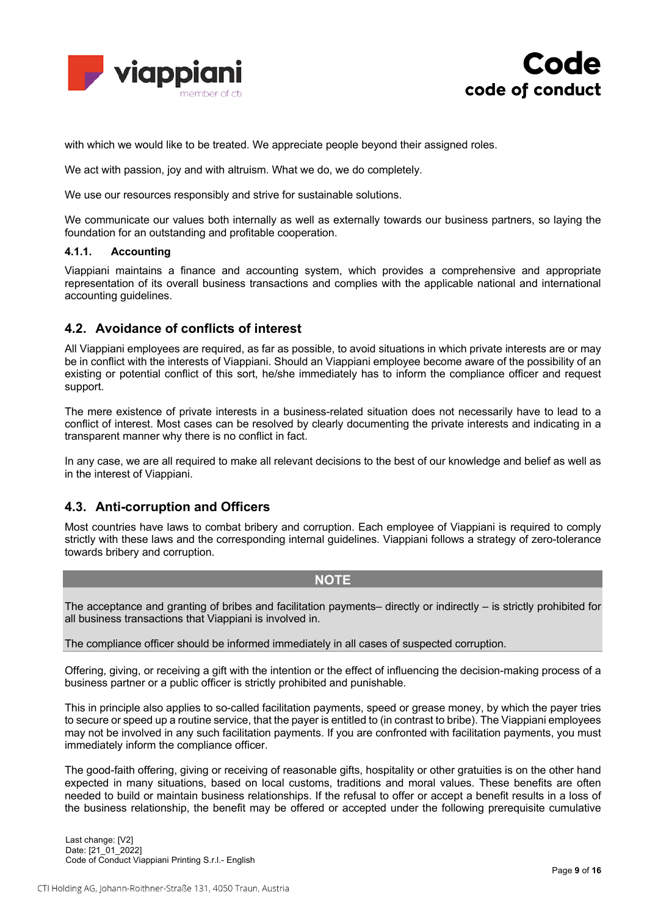with which we would like to be treated. We appreciate people beyond their assigned roles.

We act with passion, joy and with altruism. What we do, we do completely.

We use our resources responsibly and strive for sustainable solutions.

We communicate our values both internally as well as externally towards our business partners, so laying the foundation for an outstanding and profitable cooperation.

#### 4.1.1. Accounting

Viappiani maintains a finance and accounting system, which provides a comprehensive and appropriate representation of its overall business transactions and complies with the applicable national and international accounting guidelines.

### 4.2. Avoidance of conflicts of interest

All Viappiani employees are required, as far as possible, to avoid situations in which private interests are or may be in conflict with the interests of Viappiani. Should an Viappiani employee become aware of the possibility of an existing or potential conflict of this sort, he/she immediately has to inform the compliance officer and request support.

The mere existence of private interests in a business-related situation does not necessarily have to lead to a conflict of interest. Most cases can be resolved by clearly documenting the private interests and indicating in a transparent manner why there is no conflict in fact.

In any case, we are all required to make all relevant decisions to the best of our knowledge and belief as well as in the interest of Viappiani.

### 4.3. Anti-corruption and Officers

Most countries have laws to combat bribery and corruption. Each employee of Viappiani is required to comply strictly with these laws and the corresponding internal guidelines. Viappiani follows a strategy of zero-tolerance towards bribery and corruption.

> **NOTE**
>
> The acceptance and granting of bribes and facilitation payments– directly or indirectly – is strictly prohibited for all business transactions that Viappiani is involved in.
>
> The compliance officer should be informed immediately in all cases of suspected corruption.

Offering, giving, or receiving a gift with the intention or the effect of influencing the decision-making process of a business partner or a public officer is strictly prohibited and punishable.

This in principle also applies to so-called facilitation payments, speed or grease money, by which the payer tries to secure or speed up a routine service, that the payer is entitled to (in contrast to bribe). The Viappiani employees may not be involved in any such facilitation payments. If you are confronted with facilitation payments, you must immediately inform the compliance officer.

The good-faith offering, giving or receiving of reasonable gifts, hospitality or other gratuities is on the other hand expected in many situations, based on local customs, traditions and moral values. These benefits are often needed to build or maintain business relationships. If the refusal to offer or accept a benefit results in a loss of the business relationship, the benefit may be offered or accepted under the following prerequisite cumulative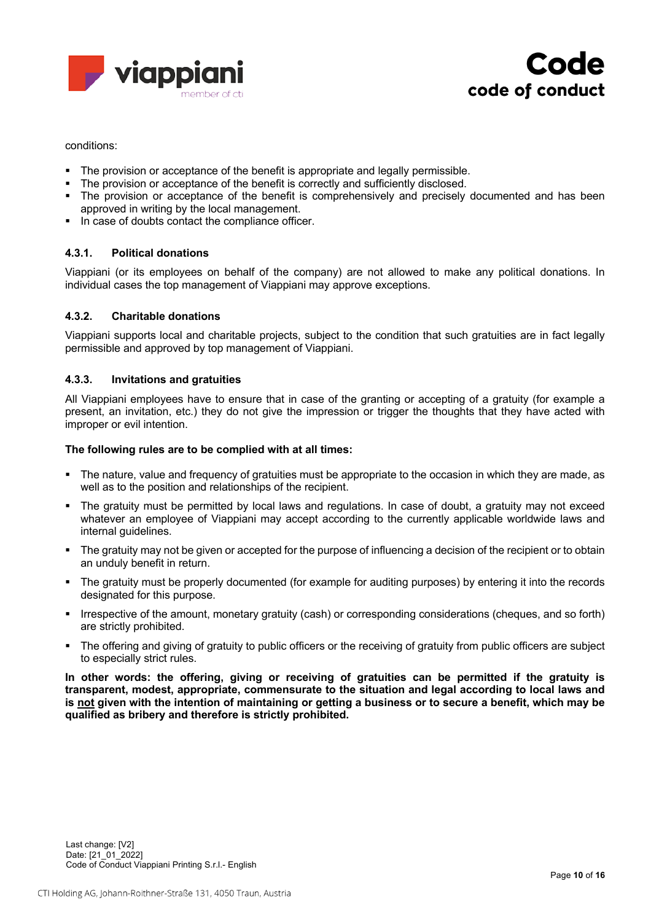conditions:

- The provision or acceptance of the benefit is appropriate and legally permissible.
- The provision or acceptance of the benefit is correctly and sufficiently disclosed.
- The provision or acceptance of the benefit is comprehensively and precisely documented and has been approved in writing by the local management.
- In case of doubts contact the compliance officer.

#### 4.3.1. Political donations

Viappiani (or its employees on behalf of the company) are not allowed to make any political donations. In individual cases the top management of Viappiani may approve exceptions.

#### 4.3.2. Charitable donations

Viappiani supports local and charitable projects, subject to the condition that such gratuities are in fact legally permissible and approved by top management of Viappiani.

#### 4.3.3. Invitations and gratuities

All Viappiani employees have to ensure that in case of the granting or accepting of a gratuity (for example a present, an invitation, etc.) they do not give the impression or trigger the thoughts that they have acted with improper or evil intention.

**The following rules are to be complied with at all times:**

- The nature, value and frequency of gratuities must be appropriate to the occasion in which they are made, as well as to the position and relationships of the recipient.
- The gratuity must be permitted by local laws and regulations. In case of doubt, a gratuity may not exceed whatever an employee of Viappiani may accept according to the currently applicable worldwide laws and internal guidelines.
- The gratuity may not be given or accepted for the purpose of influencing a decision of the recipient or to obtain an unduly benefit in return.
- The gratuity must be properly documented (for example for auditing purposes) by entering it into the records designated for this purpose.
- Irrespective of the amount, monetary gratuity (cash) or corresponding considerations (cheques, and so forth) are strictly prohibited.
- The offering and giving of gratuity to public officers or the receiving of gratuity from public officers are subject to especially strict rules.

**In other words: the offering, giving or receiving of gratuities can be permitted if the gratuity is transparent, modest, appropriate, commensurate to the situation and legal according to local laws and is <u>not</u> given with the intention of maintaining or getting a business or to secure a benefit, which may be qualified as bribery and therefore is strictly prohibited.**

Last change: [V2]
Date: [21_01_2022]
Code of Conduct Viappiani Printing S.r.l.- English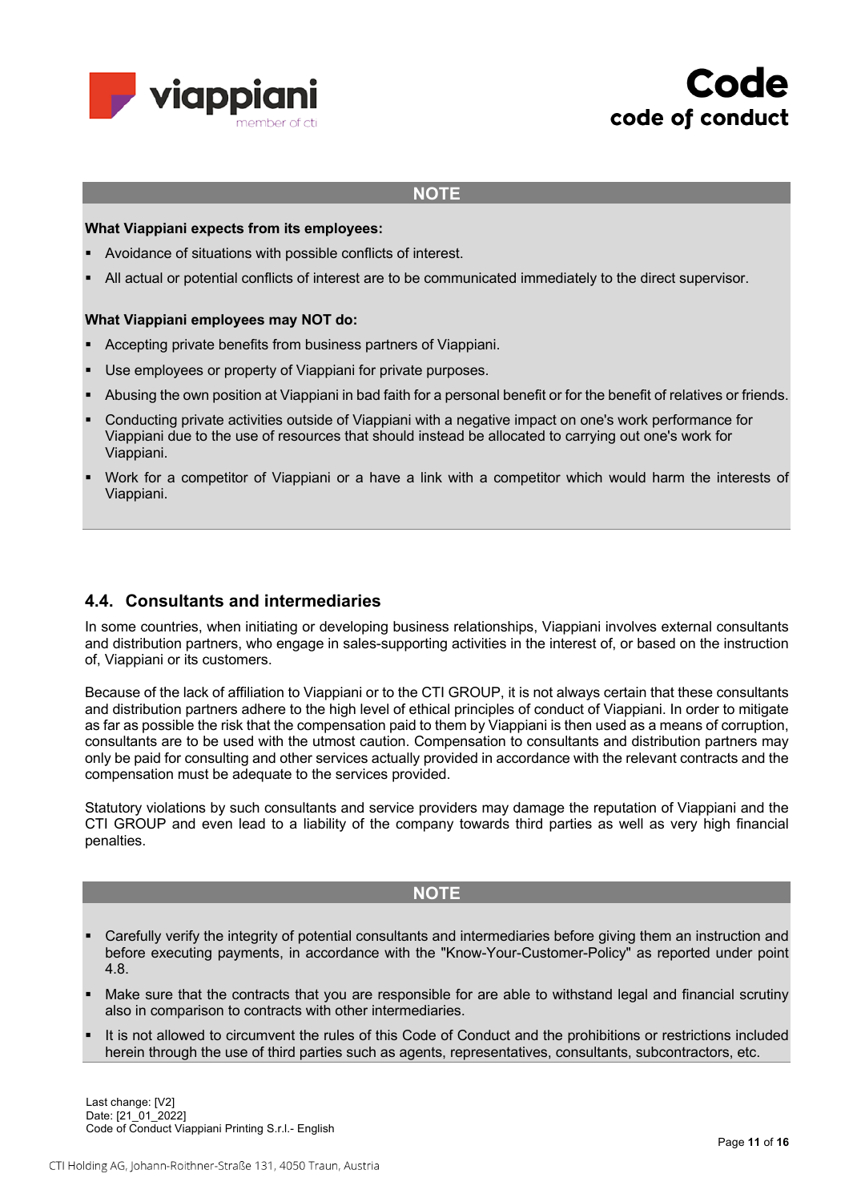**NOTE**

**What Viappiani expects from its employees:**

- Avoidance of situations with possible conflicts of interest.
- All actual or potential conflicts of interest are to be communicated immediately to the direct supervisor.

**What Viappiani employees may NOT do:**

- Accepting private benefits from business partners of Viappiani.
- Use employees or property of Viappiani for private purposes.
- Abusing the own position at Viappiani in bad faith for a personal benefit or for the benefit of relatives or friends.
- Conducting private activities outside of Viappiani with a negative impact on one's work performance for Viappiani due to the use of resources that should instead be allocated to carrying out one's work for Viappiani.
- Work for a competitor of Viappiani or a have a link with a competitor which would harm the interests of Viappiani.

## 4.4. Consultants and intermediaries

In some countries, when initiating or developing business relationships, Viappiani involves external consultants and distribution partners, who engage in sales-supporting activities in the interest of, or based on the instruction of, Viappiani or its customers.

Because of the lack of affiliation to Viappiani or to the CTI GROUP, it is not always certain that these consultants and distribution partners adhere to the high level of ethical principles of conduct of Viappiani. In order to mitigate as far as possible the risk that the compensation paid to them by Viappiani is then used as a means of corruption, consultants are to be used with the utmost caution. Compensation to consultants and distribution partners may only be paid for consulting and other services actually provided in accordance with the relevant contracts and the compensation must be adequate to the services provided.

Statutory violations by such consultants and service providers may damage the reputation of Viappiani and the CTI GROUP and even lead to a liability of the company towards third parties as well as very high financial penalties.

**NOTE**

- Carefully verify the integrity of potential consultants and intermediaries before giving them an instruction and before executing payments, in accordance with the "Know-Your-Customer-Policy" as reported under point 4.8.
- Make sure that the contracts that you are responsible for are able to withstand legal and financial scrutiny also in comparison to contracts with other intermediaries.
- It is not allowed to circumvent the rules of this Code of Conduct and the prohibitions or restrictions included herein through the use of third parties such as agents, representatives, consultants, subcontractors, etc.

Last change: [V2]
Date: [21_01_2022]
Code of Conduct Viappiani Printing S.r.l.- English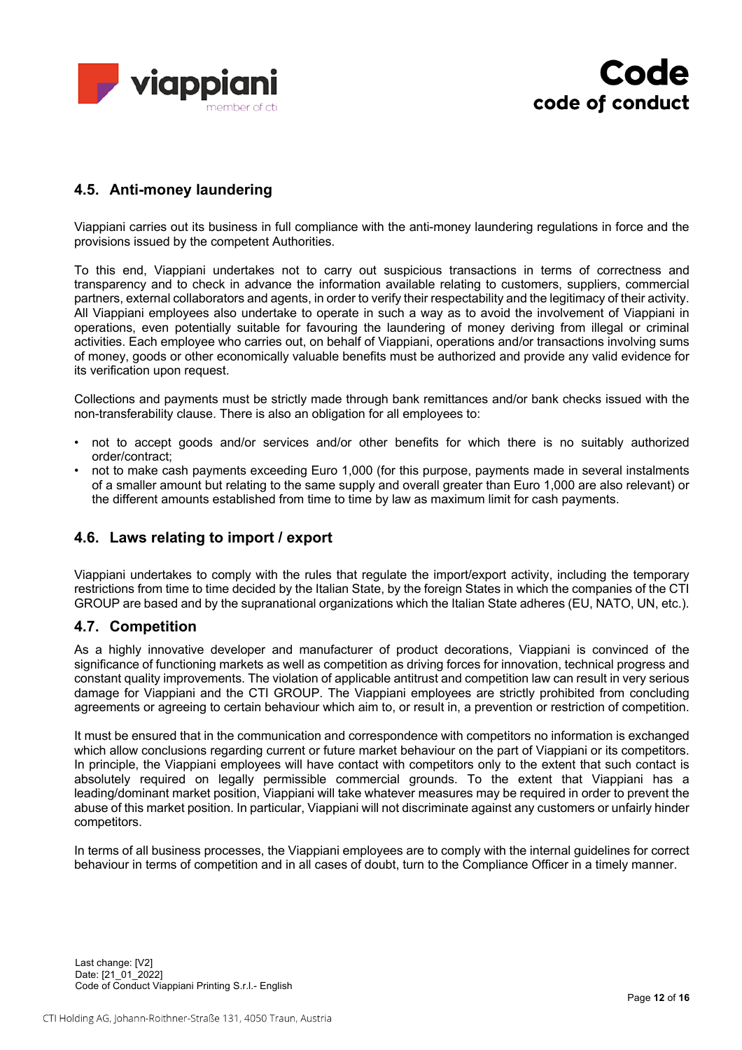## 4.5. Anti-money laundering

Viappiani carries out its business in full compliance with the anti-money laundering regulations in force and the provisions issued by the competent Authorities.

To this end, Viappiani undertakes not to carry out suspicious transactions in terms of correctness and transparency and to check in advance the information available relating to customers, suppliers, commercial partners, external collaborators and agents, in order to verify their respectability and the legitimacy of their activity. All Viappiani employees also undertake to operate in such a way as to avoid the involvement of Viappiani in operations, even potentially suitable for favouring the laundering of money deriving from illegal or criminal activities. Each employee who carries out, on behalf of Viappiani, operations and/or transactions involving sums of money, goods or other economically valuable benefits must be authorized and provide any valid evidence for its verification upon request.

Collections and payments must be strictly made through bank remittances and/or bank checks issued with the non-transferability clause. There is also an obligation for all employees to:

- not to accept goods and/or services and/or other benefits for which there is no suitably authorized order/contract;
- not to make cash payments exceeding Euro 1,000 (for this purpose, payments made in several instalments of a smaller amount but relating to the same supply and overall greater than Euro 1,000 are also relevant) or the different amounts established from time to time by law as maximum limit for cash payments.

## 4.6. Laws relating to import / export

Viappiani undertakes to comply with the rules that regulate the import/export activity, including the temporary restrictions from time to time decided by the Italian State, by the foreign States in which the companies of the CTI GROUP are based and by the supranational organizations which the Italian State adheres (EU, NATO, UN, etc.).

## 4.7. Competition

As a highly innovative developer and manufacturer of product decorations, Viappiani is convinced of the significance of functioning markets as well as competition as driving forces for innovation, technical progress and constant quality improvements. The violation of applicable antitrust and competition law can result in very serious damage for Viappiani and the CTI GROUP. The Viappiani employees are strictly prohibited from concluding agreements or agreeing to certain behaviour which aim to, or result in, a prevention or restriction of competition.

It must be ensured that in the communication and correspondence with competitors no information is exchanged which allow conclusions regarding current or future market behaviour on the part of Viappiani or its competitors. In principle, the Viappiani employees will have contact with competitors only to the extent that such contact is absolutely required on legally permissible commercial grounds. To the extent that Viappiani has a leading/dominant market position, Viappiani will take whatever measures may be required in order to prevent the abuse of this market position. In particular, Viappiani will not discriminate against any customers or unfairly hinder competitors.

In terms of all business processes, the Viappiani employees are to comply with the internal guidelines for correct behaviour in terms of competition and in all cases of doubt, turn to the Compliance Officer in a timely manner.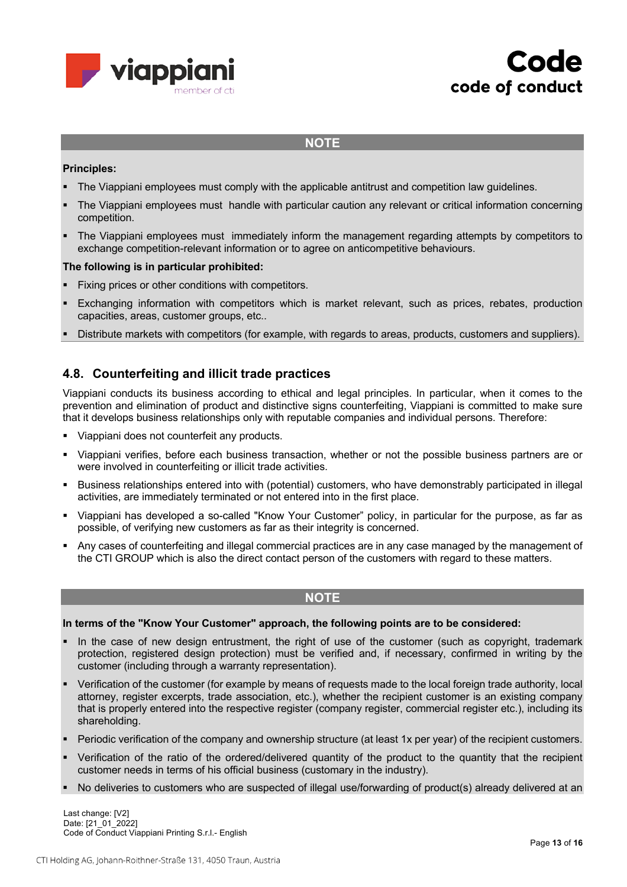**NOTE**

**Principles:**

- The Viappiani employees must comply with the applicable antitrust and competition law guidelines.
- The Viappiani employees must handle with particular caution any relevant or critical information concerning competition.
- The Viappiani employees must immediately inform the management regarding attempts by competitors to exchange competition-relevant information or to agree on anticompetitive behaviours.

**The following is in particular prohibited:**

- Fixing prices or other conditions with competitors.
- Exchanging information with competitors which is market relevant, such as prices, rebates, production capacities, areas, customer groups, etc..
- Distribute markets with competitors (for example, with regards to areas, products, customers and suppliers).

## 4.8. Counterfeiting and illicit trade practices

Viappiani conducts its business according to ethical and legal principles. In particular, when it comes to the prevention and elimination of product and distinctive signs counterfeiting, Viappiani is committed to make sure that it develops business relationships only with reputable companies and individual persons. Therefore:

- Viappiani does not counterfeit any products.
- Viappiani verifies, before each business transaction, whether or not the possible business partners are or were involved in counterfeiting or illicit trade activities.
- Business relationships entered into with (potential) customers, who have demonstrably participated in illegal activities, are immediately terminated or not entered into in the first place.
- Viappiani has developed a so-called "Know Your Customer" policy, in particular for the purpose, as far as possible, of verifying new customers as far as their integrity is concerned.
- Any cases of counterfeiting and illegal commercial practices are in any case managed by the management of the CTI GROUP which is also the direct contact person of the customers with regard to these matters.

**NOTE**

**In terms of the "Know Your Customer" approach, the following points are to be considered:**

- In the case of new design entrustment, the right of use of the customer (such as copyright, trademark protection, registered design protection) must be verified and, if necessary, confirmed in writing by the customer (including through a warranty representation).
- Verification of the customer (for example by means of requests made to the local foreign trade authority, local attorney, register excerpts, trade association, etc.), whether the recipient customer is an existing company that is properly entered into the respective register (company register, commercial register etc.), including its shareholding.
- Periodic verification of the company and ownership structure (at least 1x per year) of the recipient customers.
- Verification of the ratio of the ordered/delivered quantity of the product to the quantity that the recipient customer needs in terms of his official business (customary in the industry).
- No deliveries to customers who are suspected of illegal use/forwarding of product(s) already delivered at an

Last change: [V2]
Date: [21_01_2022]
Code of Conduct Viappiani Printing S.r.l.- English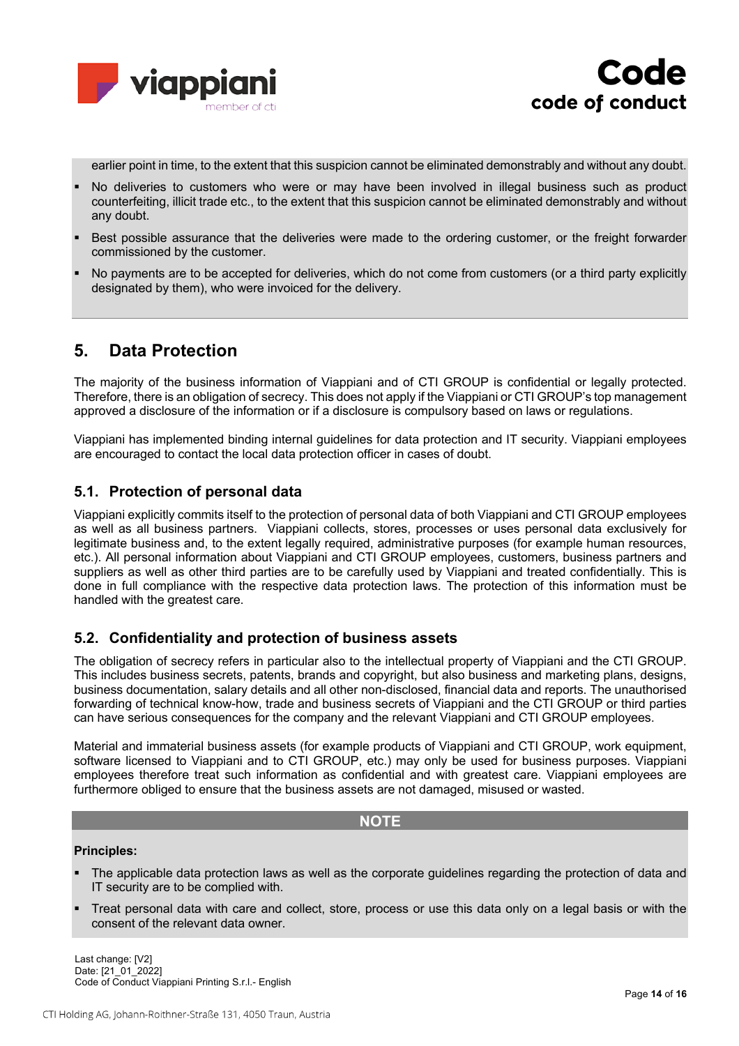earlier point in time, to the extent that this suspicion cannot be eliminated demonstrably and without any doubt.

- No deliveries to customers who were or may have been involved in illegal business such as product counterfeiting, illicit trade etc., to the extent that this suspicion cannot be eliminated demonstrably and without any doubt.
- Best possible assurance that the deliveries were made to the ordering customer, or the freight forwarder commissioned by the customer.
- No payments are to be accepted for deliveries, which do not come from customers (or a third party explicitly designated by them), who were invoiced for the delivery.

## 5. Data Protection

The majority of the business information of Viappiani and of CTI GROUP is confidential or legally protected. Therefore, there is an obligation of secrecy. This does not apply if the Viappiani or CTI GROUP's top management approved a disclosure of the information or if a disclosure is compulsory based on laws or regulations.

Viappiani has implemented binding internal guidelines for data protection and IT security. Viappiani employees are encouraged to contact the local data protection officer in cases of doubt.

### 5.1. Protection of personal data

Viappiani explicitly commits itself to the protection of personal data of both Viappiani and CTI GROUP employees as well as all business partners. Viappiani collects, stores, processes or uses personal data exclusively for legitimate business and, to the extent legally required, administrative purposes (for example human resources, etc.). All personal information about Viappiani and CTI GROUP employees, customers, business partners and suppliers as well as other third parties are to be carefully used by Viappiani and treated confidentially. This is done in full compliance with the respective data protection laws. The protection of this information must be handled with the greatest care.

### 5.2. Confidentiality and protection of business assets

The obligation of secrecy refers in particular also to the intellectual property of Viappiani and the CTI GROUP. This includes business secrets, patents, brands and copyright, but also business and marketing plans, designs, business documentation, salary details and all other non-disclosed, financial data and reports. The unauthorised forwarding of technical know-how, trade and business secrets of Viappiani and the CTI GROUP or third parties can have serious consequences for the company and the relevant Viappiani and CTI GROUP employees.

Material and immaterial business assets (for example products of Viappiani and CTI GROUP, work equipment, software licensed to Viappiani and to CTI GROUP, etc.) may only be used for business purposes. Viappiani employees therefore treat such information as confidential and with greatest care. Viappiani employees are furthermore obliged to ensure that the business assets are not damaged, misused or wasted.

**NOTE**

**Principles:**

- The applicable data protection laws as well as the corporate guidelines regarding the protection of data and IT security are to be complied with.
- Treat personal data with care and collect, store, process or use this data only on a legal basis or with the consent of the relevant data owner.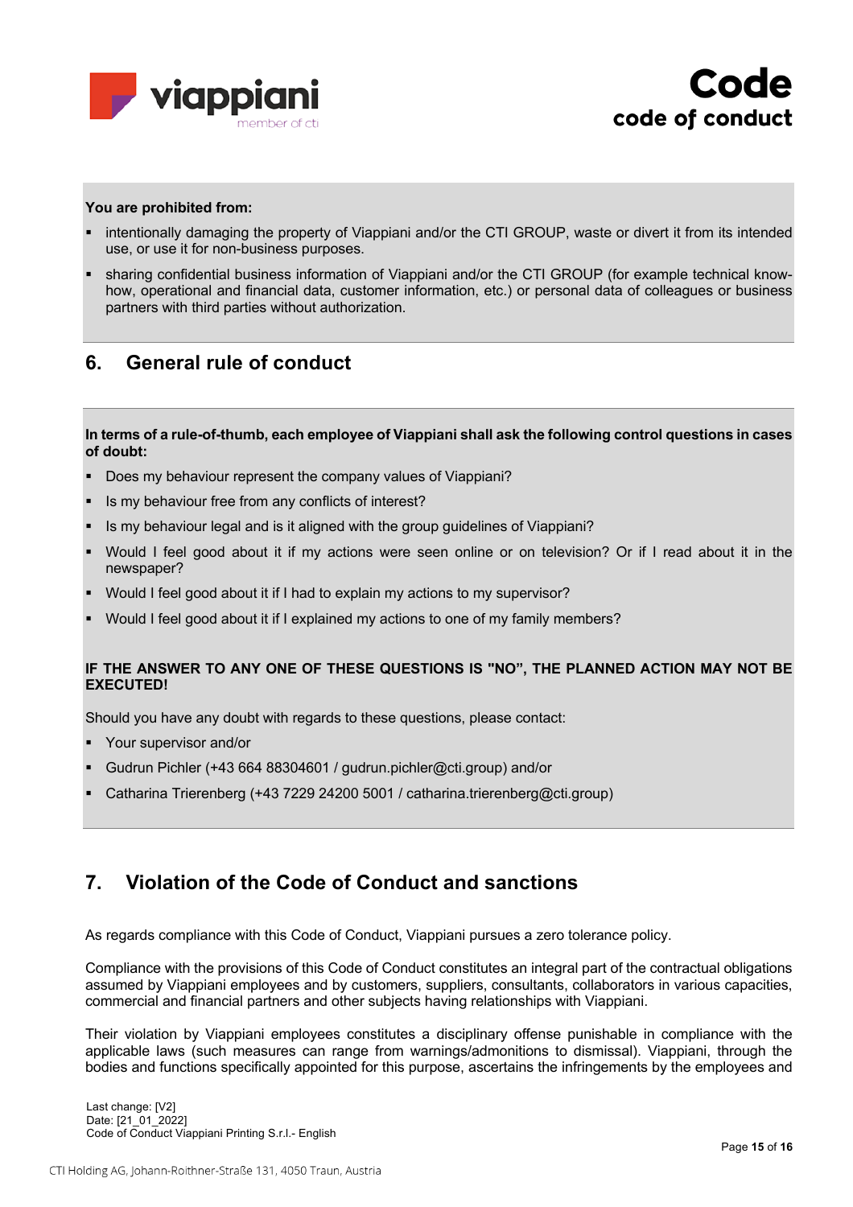**You are prohibited from:**

- intentionally damaging the property of Viappiani and/or the CTI GROUP, waste or divert it from its intended use, or use it for non-business purposes.
- sharing confidential business information of Viappiani and/or the CTI GROUP (for example technical know-how, operational and financial data, customer information, etc.) or personal data of colleagues or business partners with third parties without authorization.

## 6. General rule of conduct

**In terms of a rule-of-thumb, each employee of Viappiani shall ask the following control questions in cases of doubt:**

- Does my behaviour represent the company values of Viappiani?
- Is my behaviour free from any conflicts of interest?
- Is my behaviour legal and is it aligned with the group guidelines of Viappiani?
- Would I feel good about it if my actions were seen online or on television? Or if I read about it in the newspaper?
- Would I feel good about it if I had to explain my actions to my supervisor?
- Would I feel good about it if I explained my actions to one of my family members?

**IF THE ANSWER TO ANY ONE OF THESE QUESTIONS IS "NO", THE PLANNED ACTION MAY NOT BE EXECUTED!**

Should you have any doubt with regards to these questions, please contact:

- Your supervisor and/or
- Gudrun Pichler (+43 664 88304601 / gudrun.pichler@cti.group) and/or
- Catharina Trierenberg (+43 7229 24200 5001 / catharina.trierenberg@cti.group)

## 7. Violation of the Code of Conduct and sanctions

As regards compliance with this Code of Conduct, Viappiani pursues a zero tolerance policy.

Compliance with the provisions of this Code of Conduct constitutes an integral part of the contractual obligations assumed by Viappiani employees and by customers, suppliers, consultants, collaborators in various capacities, commercial and financial partners and other subjects having relationships with Viappiani.

Their violation by Viappiani employees constitutes a disciplinary offense punishable in compliance with the applicable laws (such measures can range from warnings/admonitions to dismissal). Viappiani, through the bodies and functions specifically appointed for this purpose, ascertains the infringements by the employees and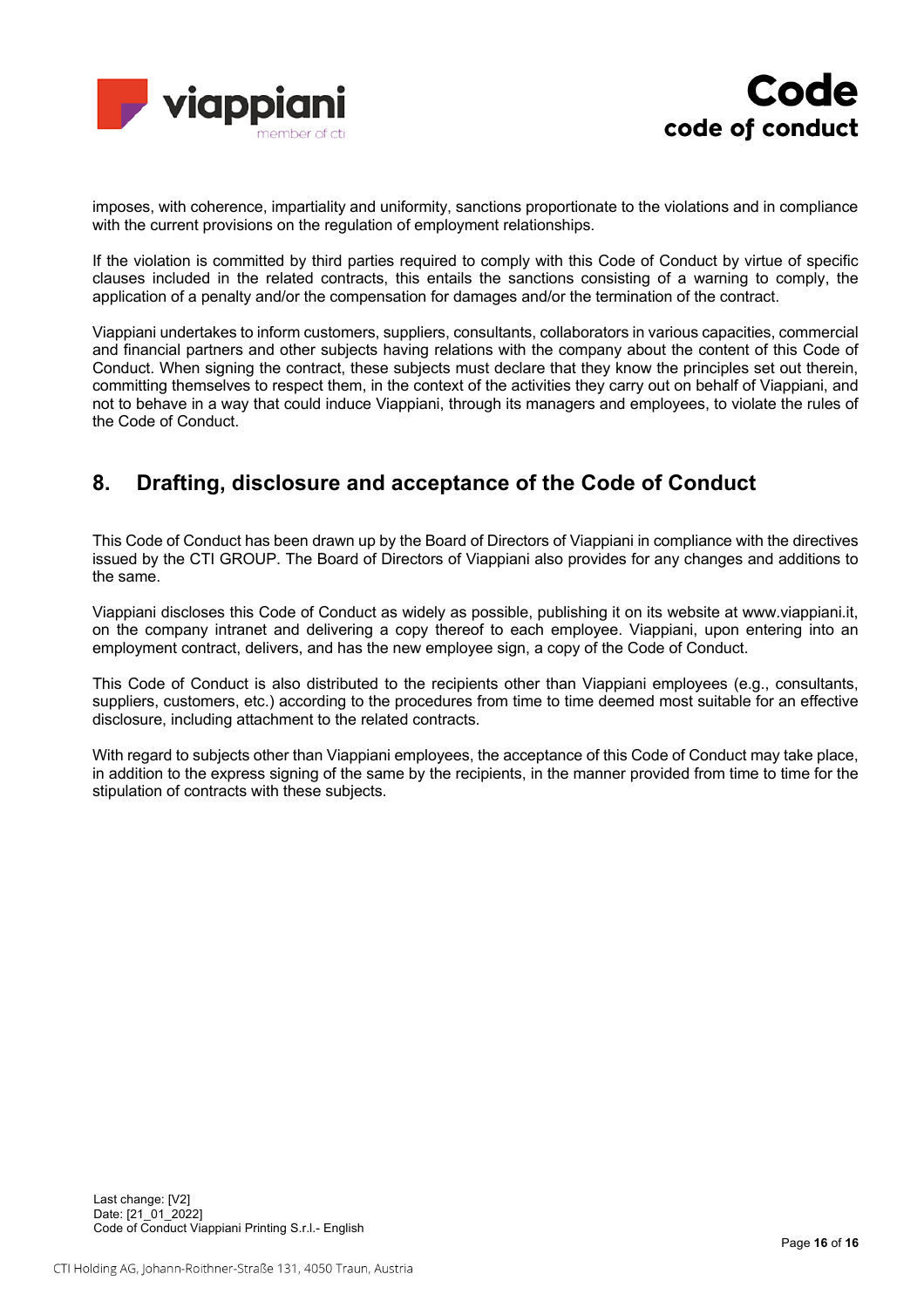imposes, with coherence, impartiality and uniformity, sanctions proportionate to the violations and in compliance with the current provisions on the regulation of employment relationships.

If the violation is committed by third parties required to comply with this Code of Conduct by virtue of specific clauses included in the related contracts, this entails the sanctions consisting of a warning to comply, the application of a penalty and/or the compensation for damages and/or the termination of the contract.

Viappiani undertakes to inform customers, suppliers, consultants, collaborators in various capacities, commercial and financial partners and other subjects having relations with the company about the content of this Code of Conduct. When signing the contract, these subjects must declare that they know the principles set out therein, committing themselves to respect them, in the context of the activities they carry out on behalf of Viappiani, and not to behave in a way that could induce Viappiani, through its managers and employees, to violate the rules of the Code of Conduct.

## 8. Drafting, disclosure and acceptance of the Code of Conduct

This Code of Conduct has been drawn up by the Board of Directors of Viappiani in compliance with the directives issued by the CTI GROUP. The Board of Directors of Viappiani also provides for any changes and additions to the same.

Viappiani discloses this Code of Conduct as widely as possible, publishing it on its website at www.viappiani.it, on the company intranet and delivering a copy thereof to each employee. Viappiani, upon entering into an employment contract, delivers, and has the new employee sign, a copy of the Code of Conduct.

This Code of Conduct is also distributed to the recipients other than Viappiani employees (e.g., consultants, suppliers, customers, etc.) according to the procedures from time to time deemed most suitable for an effective disclosure, including attachment to the related contracts.

With regard to subjects other than Viappiani employees, the acceptance of this Code of Conduct may take place, in addition to the express signing of the same by the recipients, in the manner provided from time to time for the stipulation of contracts with these subjects.

Last change: [V2]
Date: [21_01_2022]
Code of Conduct Viappiani Printing S.r.l.- English